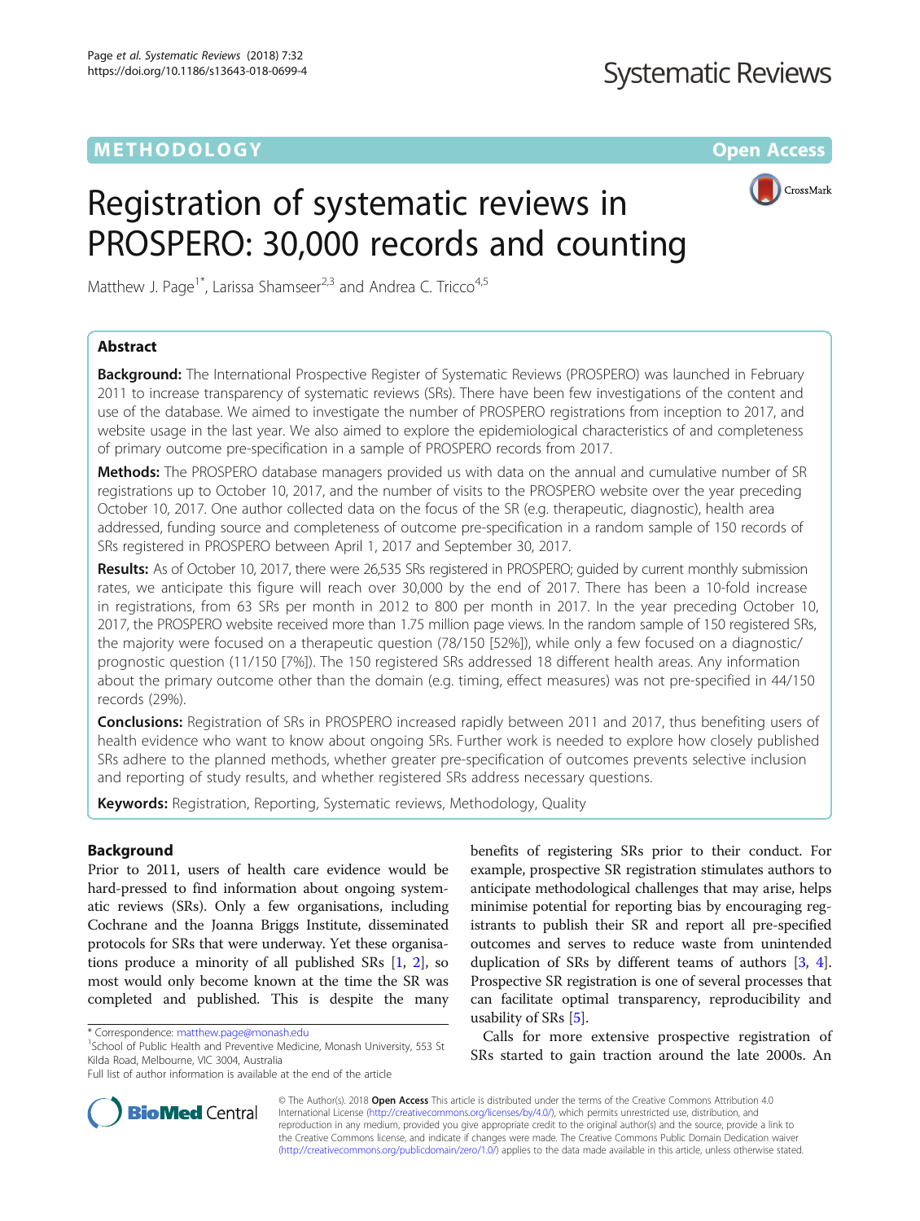METHODOLOGY

Open Access

# Registration of systematic reviews in PROSPERO: 30,000 records and counting

Matthew J. Page[1*], Larissa Shamseer[2,3] and Andrea C. Tricco[4,5]

## Abstract

**Background:** The International Prospective Register of Systematic Reviews (PROSPERO) was launched in February 2011 to increase transparency of systematic reviews (SRs). There have been few investigations of the content and use of the database. We aimed to investigate the number of PROSPERO registrations from inception to 2017, and website usage in the last year. We also aimed to explore the epidemiological characteristics of and completeness of primary outcome pre-specification in a sample of PROSPERO records from 2017.

**Methods:** The PROSPERO database managers provided us with data on the annual and cumulative number of SR registrations up to October 10, 2017, and the number of visits to the PROSPERO website over the year preceding October 10, 2017. One author collected data on the focus of the SR (e.g. therapeutic, diagnostic), health area addressed, funding source and completeness of outcome pre-specification in a random sample of 150 records of SRs registered in PROSPERO between April 1, 2017 and September 30, 2017.

**Results:** As of October 10, 2017, there were 26,535 SRs registered in PROSPERO; guided by current monthly submission rates, we anticipate this figure will reach over 30,000 by the end of 2017. There has been a 10-fold increase in registrations, from 63 SRs per month in 2012 to 800 per month in 2017. In the year preceding October 10, 2017, the PROSPERO website received more than 1.75 million page views. In the random sample of 150 registered SRs, the majority were focused on a therapeutic question (78/150 [52%]), while only a few focused on a diagnostic/ prognostic question (11/150 [7%]). The 150 registered SRs addressed 18 different health areas. Any information about the primary outcome other than the domain (e.g. timing, effect measures) was not pre-specified in 44/150 records (29%).

**Conclusions:** Registration of SRs in PROSPERO increased rapidly between 2011 and 2017, thus benefiting users of health evidence who want to know about ongoing SRs. Further work is needed to explore how closely published SRs adhere to the planned methods, whether greater pre-specification of outcomes prevents selective inclusion and reporting of study results, and whether registered SRs address necessary questions.

**Keywords:** Registration, Reporting, Systematic reviews, Methodology, Quality

## Background

Prior to 2011, users of health care evidence would be hard-pressed to find information about ongoing systematic reviews (SRs). Only a few organisations, including Cochrane and the Joanna Briggs Institute, disseminated protocols for SRs that were underway. Yet these organisations produce a minority of all published SRs [1, 2], so most would only become known at the time the SR was completed and published. This is despite the many benefits of registering SRs prior to their conduct. For example, prospective SR registration stimulates authors to anticipate methodological challenges that may arise, helps minimise potential for reporting bias by encouraging registrants to publish their SR and report all pre-specified outcomes and serves to reduce waste from unintended duplication of SRs by different teams of authors [3, 4]. Prospective SR registration is one of several processes that can facilitate optimal transparency, reproducibility and usability of SRs [5].

Calls for more extensive prospective registration of SRs started to gain traction around the late 2000s. An

\* Correspondence: matthew.page@monash.edu
[1]School of Public Health and Preventive Medicine, Monash University, 553 St Kilda Road, Melbourne, VIC 3004, Australia
Full list of author information is available at the end of the article

© The Author(s). 2018 **Open Access** This article is distributed under the terms of the Creative Commons Attribution 4.0 International License (http://creativecommons.org/licenses/by/4.0/), which permits unrestricted use, distribution, and reproduction in any medium, provided you give appropriate credit to the original author(s) and the source, provide a link to the Creative Commons license, and indicate if changes were made. The Creative Commons Public Domain Dedication waiver (http://creativecommons.org/publicdomain/zero/1.0/) applies to the data made available in this article, unless otherwise stated.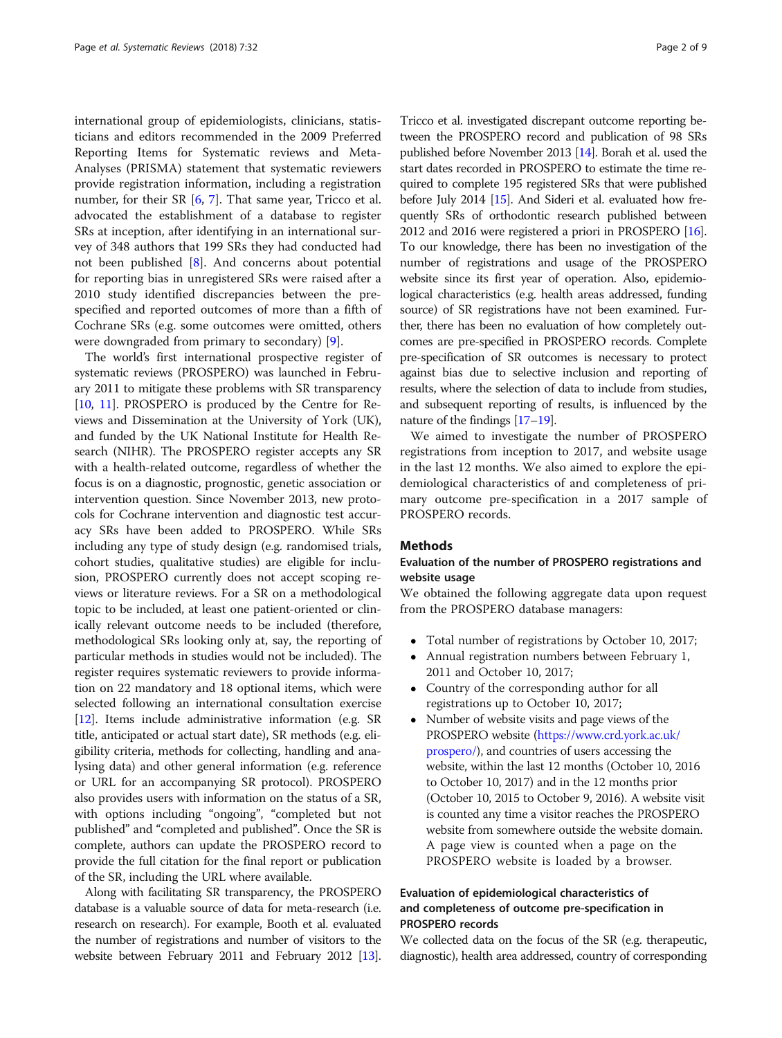international group of epidemiologists, clinicians, statisticians and editors recommended in the 2009 Preferred Reporting Items for Systematic reviews and Meta-Analyses (PRISMA) statement that systematic reviewers provide registration information, including a registration number, for their SR [6, 7]. That same year, Tricco et al. advocated the establishment of a database to register SRs at inception, after identifying in an international survey of 348 authors that 199 SRs they had conducted had not been published [8]. And concerns about potential for reporting bias in unregistered SRs were raised after a 2010 study identified discrepancies between the pre-specified and reported outcomes of more than a fifth of Cochrane SRs (e.g. some outcomes were omitted, others were downgraded from primary to secondary) [9].

The world's first international prospective register of systematic reviews (PROSPERO) was launched in February 2011 to mitigate these problems with SR transparency [10, 11]. PROSPERO is produced by the Centre for Reviews and Dissemination at the University of York (UK), and funded by the UK National Institute for Health Research (NIHR). The PROSPERO register accepts any SR with a health-related outcome, regardless of whether the focus is on a diagnostic, prognostic, genetic association or intervention question. Since November 2013, new protocols for Cochrane intervention and diagnostic test accuracy SRs have been added to PROSPERO. While SRs including any type of study design (e.g. randomised trials, cohort studies, qualitative studies) are eligible for inclusion, PROSPERO currently does not accept scoping reviews or literature reviews. For a SR on a methodological topic to be included, at least one patient-oriented or clinically relevant outcome needs to be included (therefore, methodological SRs looking only at, say, the reporting of particular methods in studies would not be included). The register requires systematic reviewers to provide information on 22 mandatory and 18 optional items, which were selected following an international consultation exercise [12]. Items include administrative information (e.g. SR title, anticipated or actual start date), SR methods (e.g. eligibility criteria, methods for collecting, handling and analysing data) and other general information (e.g. reference or URL for an accompanying SR protocol). PROSPERO also provides users with information on the status of a SR, with options including "ongoing", "completed but not published" and "completed and published". Once the SR is complete, authors can update the PROSPERO record to provide the full citation for the final report or publication of the SR, including the URL where available.

Along with facilitating SR transparency, the PROSPERO database is a valuable source of data for meta-research (i.e. research on research). For example, Booth et al. evaluated the number of registrations and number of visitors to the website between February 2011 and February 2012 [13]. Tricco et al. investigated discrepant outcome reporting between the PROSPERO record and publication of 98 SRs published before November 2013 [14]. Borah et al. used the start dates recorded in PROSPERO to estimate the time required to complete 195 registered SRs that were published before July 2014 [15]. And Sideri et al. evaluated how frequently SRs of orthodontic research published between 2012 and 2016 were registered a priori in PROSPERO [16]. To our knowledge, there has been no investigation of the number of registrations and usage of the PROSPERO website since its first year of operation. Also, epidemiological characteristics (e.g. health areas addressed, funding source) of SR registrations have not been examined. Further, there has been no evaluation of how completely outcomes are pre-specified in PROSPERO records. Complete pre-specification of SR outcomes is necessary to protect against bias due to selective inclusion and reporting of results, where the selection of data to include from studies, and subsequent reporting of results, is influenced by the nature of the findings [17–19].

We aimed to investigate the number of PROSPERO registrations from inception to 2017, and website usage in the last 12 months. We also aimed to explore the epidemiological characteristics of and completeness of primary outcome pre-specification in a 2017 sample of PROSPERO records.

## Methods

### Evaluation of the number of PROSPERO registrations and website usage

We obtained the following aggregate data upon request from the PROSPERO database managers:

- Total number of registrations by October 10, 2017;
- Annual registration numbers between February 1, 2011 and October 10, 2017;
- Country of the corresponding author for all registrations up to October 10, 2017;
- Number of website visits and page views of the PROSPERO website (https://www.crd.york.ac.uk/prospero/), and countries of users accessing the website, within the last 12 months (October 10, 2016 to October 10, 2017) and in the 12 months prior (October 10, 2015 to October 9, 2016). A website visit is counted any time a visitor reaches the PROSPERO website from somewhere outside the website domain. A page view is counted when a page on the PROSPERO website is loaded by a browser.

### Evaluation of epidemiological characteristics of and completeness of outcome pre-specification in PROSPERO records

We collected data on the focus of the SR (e.g. therapeutic, diagnostic), health area addressed, country of corresponding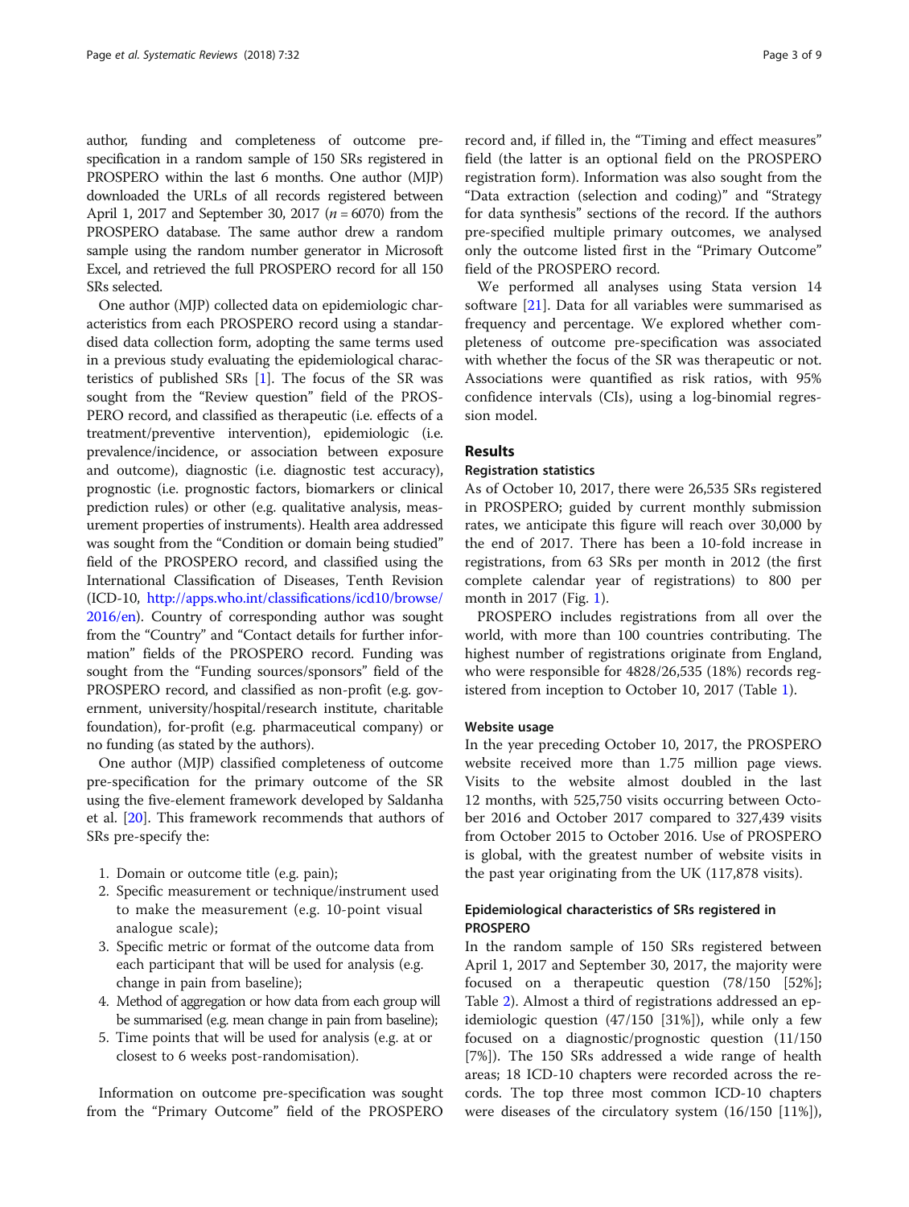author, funding and completeness of outcome pre-specification in a random sample of 150 SRs registered in PROSPERO within the last 6 months. One author (MJP) downloaded the URLs of all records registered between April 1, 2017 and September 30, 2017 ($n = 6070$) from the PROSPERO database. The same author drew a random sample using the random number generator in Microsoft Excel, and retrieved the full PROSPERO record for all 150 SRs selected.

One author (MJP) collected data on epidemiologic characteristics from each PROSPERO record using a standardised data collection form, adopting the same terms used in a previous study evaluating the epidemiological characteristics of published SRs [1]. The focus of the SR was sought from the "Review question" field of the PROSPERO record, and classified as therapeutic (i.e. effects of a treatment/preventive intervention), epidemiologic (i.e. prevalence/incidence, or association between exposure and outcome), diagnostic (i.e. diagnostic test accuracy), prognostic (i.e. prognostic factors, biomarkers or clinical prediction rules) or other (e.g. qualitative analysis, measurement properties of instruments). Health area addressed was sought from the "Condition or domain being studied" field of the PROSPERO record, and classified using the International Classification of Diseases, Tenth Revision (ICD-10, http://apps.who.int/classifications/icd10/browse/2016/en). Country of corresponding author was sought from the "Country" and "Contact details for further information" fields of the PROSPERO record. Funding was sought from the "Funding sources/sponsors" field of the PROSPERO record, and classified as non-profit (e.g. government, university/hospital/research institute, charitable foundation), for-profit (e.g. pharmaceutical company) or no funding (as stated by the authors).

One author (MJP) classified completeness of outcome pre-specification for the primary outcome of the SR using the five-element framework developed by Saldanha et al. [20]. This framework recommends that authors of SRs pre-specify the:

1. Domain or outcome title (e.g. pain);
2. Specific measurement or technique/instrument used to make the measurement (e.g. 10-point visual analogue scale);
3. Specific metric or format of the outcome data from each participant that will be used for analysis (e.g. change in pain from baseline);
4. Method of aggregation or how data from each group will be summarised (e.g. mean change in pain from baseline);
5. Time points that will be used for analysis (e.g. at or closest to 6 weeks post-randomisation).

Information on outcome pre-specification was sought from the "Primary Outcome" field of the PROSPERO record and, if filled in, the "Timing and effect measures" field (the latter is an optional field on the PROSPERO registration form). Information was also sought from the "Data extraction (selection and coding)" and "Strategy for data synthesis" sections of the record. If the authors pre-specified multiple primary outcomes, we analysed only the outcome listed first in the "Primary Outcome" field of the PROSPERO record.

We performed all analyses using Stata version 14 software [21]. Data for all variables were summarised as frequency and percentage. We explored whether completeness of outcome pre-specification was associated with whether the focus of the SR was therapeutic or not. Associations were quantified as risk ratios, with 95% confidence intervals (CIs), using a log-binomial regression model.

## Results

### Registration statistics

As of October 10, 2017, there were 26,535 SRs registered in PROSPERO; guided by current monthly submission rates, we anticipate this figure will reach over 30,000 by the end of 2017. There has been a 10-fold increase in registrations, from 63 SRs per month in 2012 (the first complete calendar year of registrations) to 800 per month in 2017 (Fig. 1).

PROSPERO includes registrations from all over the world, with more than 100 countries contributing. The highest number of registrations originate from England, who were responsible for 4828/26,535 (18%) records registered from inception to October 10, 2017 (Table 1).

### Website usage

In the year preceding October 10, 2017, the PROSPERO website received more than 1.75 million page views. Visits to the website almost doubled in the last 12 months, with 525,750 visits occurring between October 2016 and October 2017 compared to 327,439 visits from October 2015 to October 2016. Use of PROSPERO is global, with the greatest number of website visits in the past year originating from the UK (117,878 visits).

### Epidemiological characteristics of SRs registered in PROSPERO

In the random sample of 150 SRs registered between April 1, 2017 and September 30, 2017, the majority were focused on a therapeutic question (78/150 [52%]; Table 2). Almost a third of registrations addressed an epidemiologic question (47/150 [31%]), while only a few focused on a diagnostic/prognostic question (11/150 [7%]). The 150 SRs addressed a wide range of health areas; 18 ICD-10 chapters were recorded across the records. The top three most common ICD-10 chapters were diseases of the circulatory system (16/150 [11%]),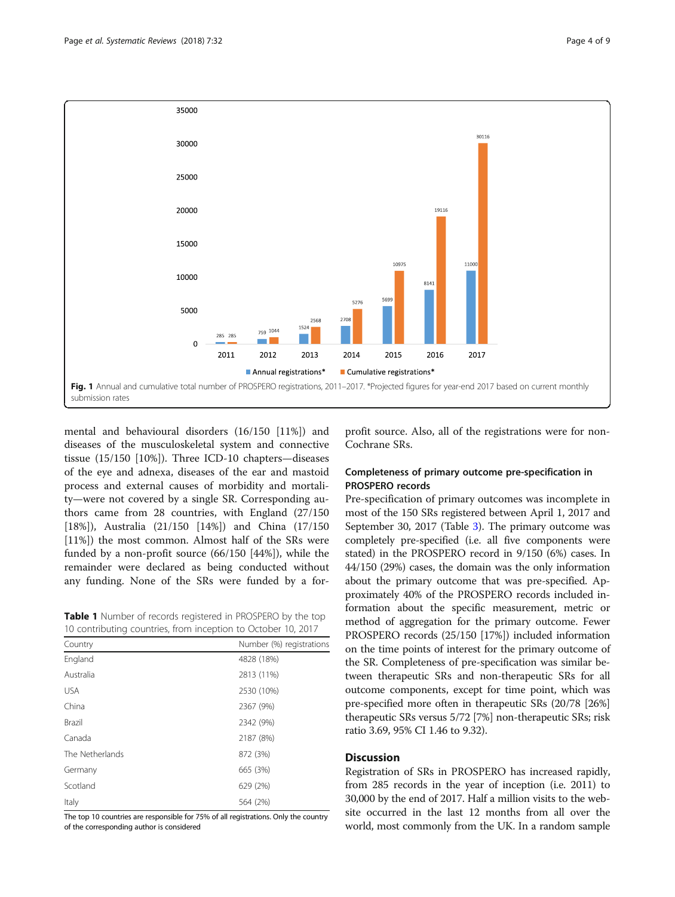Fig. 1 Annual and cumulative total number of PROSPERO registrations, 2011–2017. *Projected figures for year-end 2017 based on current monthly submission rates

mental and behavioural disorders (16/150 [11%]) and diseases of the musculoskeletal system and connective tissue (15/150 [10%]). Three ICD-10 chapters—diseases of the eye and adnexa, diseases of the ear and mastoid process and external causes of morbidity and mortality—were not covered by a single SR. Corresponding authors came from 28 countries, with England (27/150 [18%]), Australia (21/150 [14%]) and China (17/150 [11%]) the most common. Almost half of the SRs were funded by a non-profit source (66/150 [44%]), while the remainder were declared as being conducted without any funding. None of the SRs were funded by a for-profit source. Also, all of the registrations were for non-Cochrane SRs.

**Table 1** Number of records registered in PROSPERO by the top 10 contributing countries, from inception to October 10, 2017

| Country | Number (%) registrations |
|---|---|
| England | 4828 (18%) |
| Australia | 2813 (11%) |
| USA | 2530 (10%) |
| China | 2367 (9%) |
| Brazil | 2342 (9%) |
| Canada | 2187 (8%) |
| The Netherlands | 872 (3%) |
| Germany | 665 (3%) |
| Scotland | 629 (2%) |
| Italy | 564 (2%) |

The top 10 countries are responsible for 75% of all registrations. Only the country of the corresponding author is considered

### Completeness of primary outcome pre-specification in PROSPERO records

Pre-specification of primary outcomes was incomplete in most of the 150 SRs registered between April 1, 2017 and September 30, 2017 (Table 3). The primary outcome was completely pre-specified (i.e. all five components were stated) in the PROSPERO record in 9/150 (6%) cases. In 44/150 (29%) cases, the domain was the only information about the primary outcome that was pre-specified. Approximately 40% of the PROSPERO records included information about the specific measurement, metric or method of aggregation for the primary outcome. Fewer PROSPERO records (25/150 [17%]) included information on the time points of interest for the primary outcome of the SR. Completeness of pre-specification was similar between therapeutic SRs and non-therapeutic SRs for all outcome components, except for time point, which was pre-specified more often in therapeutic SRs (20/78 [26%] therapeutic SRs versus 5/72 [7%] non-therapeutic SRs; risk ratio 3.69, 95% CI 1.46 to 9.32).

## Discussion

Registration of SRs in PROSPERO has increased rapidly, from 285 records in the year of inception (i.e. 2011) to 30,000 by the end of 2017. Half a million visits to the website occurred in the last 12 months from all over the world, most commonly from the UK. In a random sample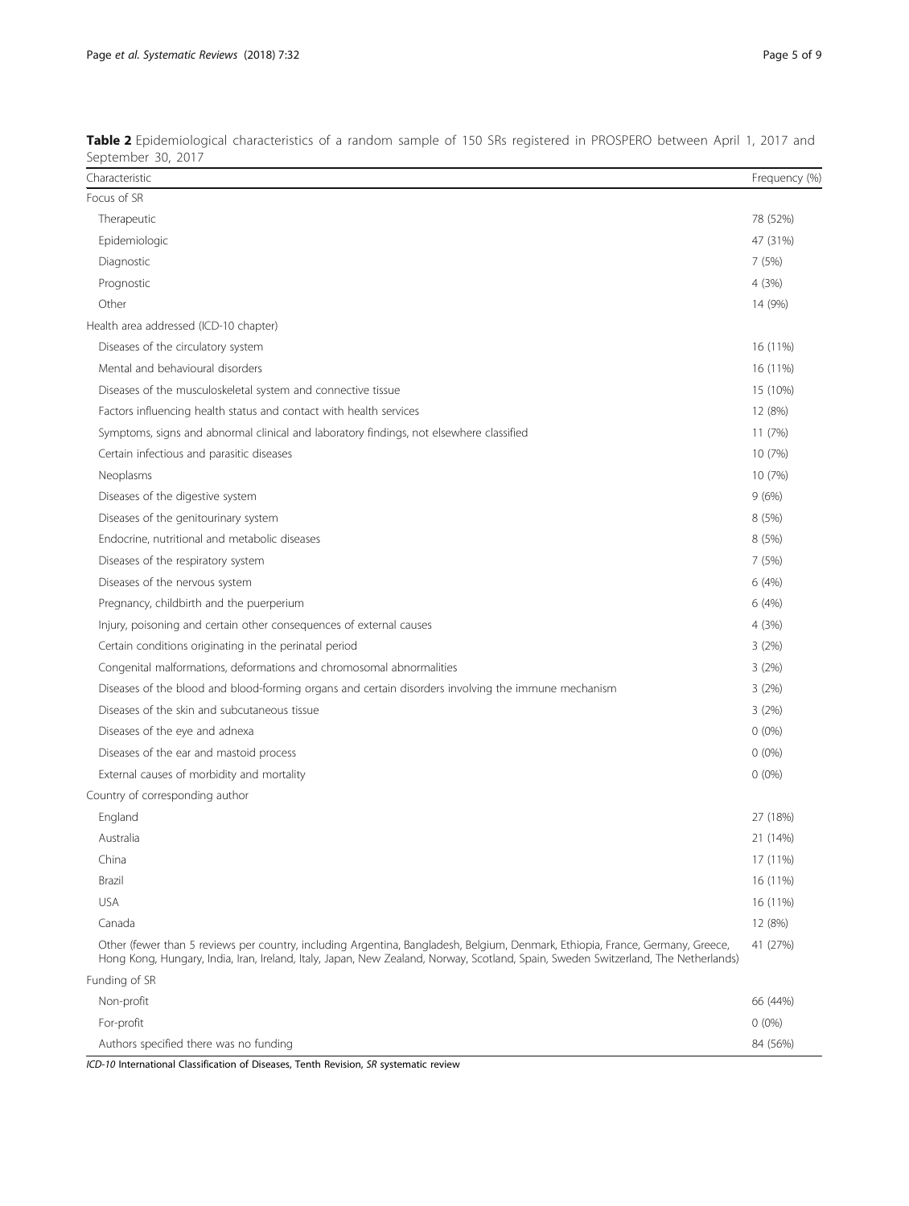**Table 2** Epidemiological characteristics of a random sample of 150 SRs registered in PROSPERO between April 1, 2017 and September 30, 2017

| Characteristic | Frequency (%) |
| --- | --- |
| Focus of SR | |
| Therapeutic | 78 (52%) |
| Epidemiologic | 47 (31%) |
| Diagnostic | 7 (5%) |
| Prognostic | 4 (3%) |
| Other | 14 (9%) |
| Health area addressed (ICD-10 chapter) | |
| Diseases of the circulatory system | 16 (11%) |
| Mental and behavioural disorders | 16 (11%) |
| Diseases of the musculoskeletal system and connective tissue | 15 (10%) |
| Factors influencing health status and contact with health services | 12 (8%) |
| Symptoms, signs and abnormal clinical and laboratory findings, not elsewhere classified | 11 (7%) |
| Certain infectious and parasitic diseases | 10 (7%) |
| Neoplasms | 10 (7%) |
| Diseases of the digestive system | 9 (6%) |
| Diseases of the genitourinary system | 8 (5%) |
| Endocrine, nutritional and metabolic diseases | 8 (5%) |
| Diseases of the respiratory system | 7 (5%) |
| Diseases of the nervous system | 6 (4%) |
| Pregnancy, childbirth and the puerperium | 6 (4%) |
| Injury, poisoning and certain other consequences of external causes | 4 (3%) |
| Certain conditions originating in the perinatal period | 3 (2%) |
| Congenital malformations, deformations and chromosomal abnormalities | 3 (2%) |
| Diseases of the blood and blood-forming organs and certain disorders involving the immune mechanism | 3 (2%) |
| Diseases of the skin and subcutaneous tissue | 3 (2%) |
| Diseases of the eye and adnexa | 0 (0%) |
| Diseases of the ear and mastoid process | 0 (0%) |
| External causes of morbidity and mortality | 0 (0%) |
| Country of corresponding author | |
| England | 27 (18%) |
| Australia | 21 (14%) |
| China | 17 (11%) |
| Brazil | 16 (11%) |
| USA | 16 (11%) |
| Canada | 12 (8%) |
| Other (fewer than 5 reviews per country, including Argentina, Bangladesh, Belgium, Denmark, Ethiopia, France, Germany, Greece, Hong Kong, Hungary, India, Iran, Ireland, Italy, Japan, New Zealand, Norway, Scotland, Spain, Sweden Switzerland, The Netherlands) | 41 (27%) |
| Funding of SR | |
| Non-profit | 66 (44%) |
| For-profit | 0 (0%) |
| Authors specified there was no funding | 84 (56%) |

*ICD-10* International Classification of Diseases, Tenth Revision, *SR* systematic review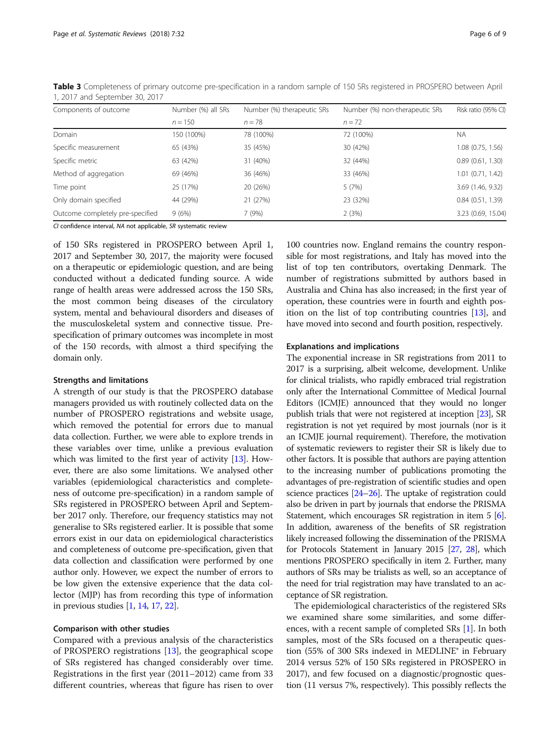**Table 3** Completeness of primary outcome pre-specification in a random sample of 150 SRs registered in PROSPERO between April 1, 2017 and September 30, 2017

| Components of outcome | Number (%) all SRs | Number (%) therapeutic SRs | Number (%) non-therapeutic SRs | Risk ratio (95% CI) |
|---|---|---|---|---|
| | n = 150 | n = 78 | n = 72 | |
| Domain | 150 (100%) | 78 (100%) | 72 (100%) | NA |
| Specific measurement | 65 (43%) | 35 (45%) | 30 (42%) | 1.08 (0.75, 1.56) |
| Specific metric | 63 (42%) | 31 (40%) | 32 (44%) | 0.89 (0.61, 1.30) |
| Method of aggregation | 69 (46%) | 36 (46%) | 33 (46%) | 1.01 (0.71, 1.42) |
| Time point | 25 (17%) | 20 (26%) | 5 (7%) | 3.69 (1.46, 9.32) |
| Only domain specified | 44 (29%) | 21 (27%) | 23 (32%) | 0.84 (0.51, 1.39) |
| Outcome completely pre-specified | 9 (6%) | 7 (9%) | 2 (3%) | 3.23 (0.69, 15.04) |

*CI* confidence interval, *NA* not applicable, *SR* systematic review

of 150 SRs registered in PROSPERO between April 1, 2017 and September 30, 2017, the majority were focused on a therapeutic or epidemiologic question, and are being conducted without a dedicated funding source. A wide range of health areas were addressed across the 150 SRs, the most common being diseases of the circulatory system, mental and behavioural disorders and diseases of the musculoskeletal system and connective tissue. Pre-specification of primary outcomes was incomplete in most of the 150 records, with almost a third specifying the domain only.

### Strengths and limitations

A strength of our study is that the PROSPERO database managers provided us with routinely collected data on the number of PROSPERO registrations and website usage, which removed the potential for errors due to manual data collection. Further, we were able to explore trends in these variables over time, unlike a previous evaluation which was limited to the first year of activity [13]. However, there are also some limitations. We analysed other variables (epidemiological characteristics and completeness of outcome pre-specification) in a random sample of SRs registered in PROSPERO between April and September 2017 only. Therefore, our frequency statistics may not generalise to SRs registered earlier. It is possible that some errors exist in our data on epidemiological characteristics and completeness of outcome pre-specification, given that data collection and classification were performed by one author only. However, we expect the number of errors to be low given the extensive experience that the data collector (MJP) has from recording this type of information in previous studies [1, 14, 17, 22].

### Comparison with other studies

Compared with a previous analysis of the characteristics of PROSPERO registrations [13], the geographical scope of SRs registered has changed considerably over time. Registrations in the first year (2011–2012) came from 33 different countries, whereas that figure has risen to over 100 countries now. England remains the country responsible for most registrations, and Italy has moved into the list of top ten contributors, overtaking Denmark. The number of registrations submitted by authors based in Australia and China has also increased; in the first year of operation, these countries were in fourth and eighth position on the list of top contributing countries [13], and have moved into second and fourth position, respectively.

### Explanations and implications

The exponential increase in SR registrations from 2011 to 2017 is a surprising, albeit welcome, development. Unlike for clinical trialists, who rapidly embraced trial registration only after the International Committee of Medical Journal Editors (ICMJE) announced that they would no longer publish trials that were not registered at inception [23], SR registration is not yet required by most journals (nor is it an ICMJE journal requirement). Therefore, the motivation of systematic reviewers to register their SR is likely due to other factors. It is possible that authors are paying attention to the increasing number of publications promoting the advantages of pre-registration of scientific studies and open science practices [24–26]. The uptake of registration could also be driven in part by journals that endorse the PRISMA Statement, which encourages SR registration in item 5 [6]. In addition, awareness of the benefits of SR registration likely increased following the dissemination of the PRISMA for Protocols Statement in January 2015 [27, 28], which mentions PROSPERO specifically in item 2. Further, many authors of SRs may be trialists as well, so an acceptance of the need for trial registration may have translated to an acceptance of SR registration.

The epidemiological characteristics of the registered SRs we examined share some similarities, and some differences, with a recent sample of completed SRs [1]. In both samples, most of the SRs focused on a therapeutic question (55% of 300 SRs indexed in MEDLINE® in February 2014 versus 52% of 150 SRs registered in PROSPERO in 2017), and few focused on a diagnostic/prognostic question (11 versus 7%, respectively). This possibly reflects the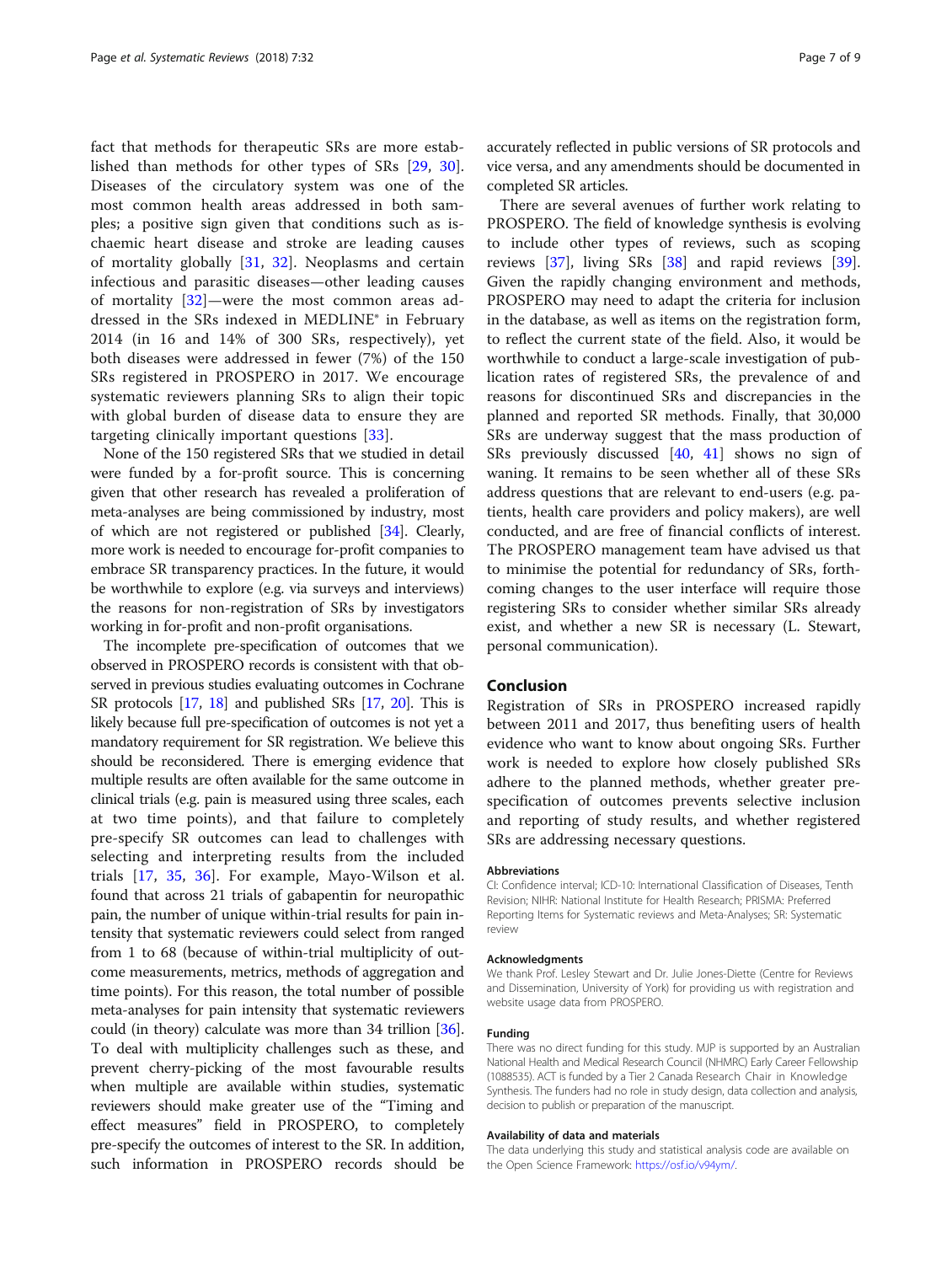fact that methods for therapeutic SRs are more established than methods for other types of SRs [29, 30]. Diseases of the circulatory system was one of the most common health areas addressed in both samples; a positive sign given that conditions such as ischaemic heart disease and stroke are leading causes of mortality globally [31, 32]. Neoplasms and certain infectious and parasitic diseases—other leading causes of mortality [32]—were the most common areas addressed in the SRs indexed in MEDLINE® in February 2014 (in 16 and 14% of 300 SRs, respectively), yet both diseases were addressed in fewer (7%) of the 150 SRs registered in PROSPERO in 2017. We encourage systematic reviewers planning SRs to align their topic with global burden of disease data to ensure they are targeting clinically important questions [33].

None of the 150 registered SRs that we studied in detail were funded by a for-profit source. This is concerning given that other research has revealed a proliferation of meta-analyses are being commissioned by industry, most of which are not registered or published [34]. Clearly, more work is needed to encourage for-profit companies to embrace SR transparency practices. In the future, it would be worthwhile to explore (e.g. via surveys and interviews) the reasons for non-registration of SRs by investigators working in for-profit and non-profit organisations.

The incomplete pre-specification of outcomes that we observed in PROSPERO records is consistent with that observed in previous studies evaluating outcomes in Cochrane SR protocols [17, 18] and published SRs [17, 20]. This is likely because full pre-specification of outcomes is not yet a mandatory requirement for SR registration. We believe this should be reconsidered. There is emerging evidence that multiple results are often available for the same outcome in clinical trials (e.g. pain is measured using three scales, each at two time points), and that failure to completely pre-specify SR outcomes can lead to challenges with selecting and interpreting results from the included trials [17, 35, 36]. For example, Mayo-Wilson et al. found that across 21 trials of gabapentin for neuropathic pain, the number of unique within-trial results for pain intensity that systematic reviewers could select from ranged from 1 to 68 (because of within-trial multiplicity of outcome measurements, metrics, methods of aggregation and time points). For this reason, the total number of possible meta-analyses for pain intensity that systematic reviewers could (in theory) calculate was more than 34 trillion [36]. To deal with multiplicity challenges such as these, and prevent cherry-picking of the most favourable results when multiple are available within studies, systematic reviewers should make greater use of the "Timing and effect measures" field in PROSPERO, to completely pre-specify the outcomes of interest to the SR. In addition, such information in PROSPERO records should be accurately reflected in public versions of SR protocols and vice versa, and any amendments should be documented in completed SR articles.

There are several avenues of further work relating to PROSPERO. The field of knowledge synthesis is evolving to include other types of reviews, such as scoping reviews [37], living SRs [38] and rapid reviews [39]. Given the rapidly changing environment and methods, PROSPERO may need to adapt the criteria for inclusion in the database, as well as items on the registration form, to reflect the current state of the field. Also, it would be worthwhile to conduct a large-scale investigation of publication rates of registered SRs, the prevalence of and reasons for discontinued SRs and discrepancies in the planned and reported SR methods. Finally, that 30,000 SRs are underway suggest that the mass production of SRs previously discussed [40, 41] shows no sign of waning. It remains to be seen whether all of these SRs address questions that are relevant to end-users (e.g. patients, health care providers and policy makers), are well conducted, and are free of financial conflicts of interest. The PROSPERO management team have advised us that to minimise the potential for redundancy of SRs, forthcoming changes to the user interface will require those registering SRs to consider whether similar SRs already exist, and whether a new SR is necessary (L. Stewart, personal communication).

## Conclusion

Registration of SRs in PROSPERO increased rapidly between 2011 and 2017, thus benefiting users of health evidence who want to know about ongoing SRs. Further work is needed to explore how closely published SRs adhere to the planned methods, whether greater pre-specification of outcomes prevents selective inclusion and reporting of study results, and whether registered SRs are addressing necessary questions.

#### Abbreviations

CI: Confidence interval; ICD-10: International Classification of Diseases, Tenth Revision; NIHR: National Institute for Health Research; PRISMA: Preferred Reporting Items for Systematic reviews and Meta-Analyses; SR: Systematic review

#### Acknowledgments

We thank Prof. Lesley Stewart and Dr. Julie Jones-Diette (Centre for Reviews and Dissemination, University of York) for providing us with registration and website usage data from PROSPERO.

#### Funding

There was no direct funding for this study. MJP is supported by an Australian National Health and Medical Research Council (NHMRC) Early Career Fellowship (1088535). ACT is funded by a Tier 2 Canada Research Chair in Knowledge Synthesis. The funders had no role in study design, data collection and analysis, decision to publish or preparation of the manuscript.

#### Availability of data and materials

The data underlying this study and statistical analysis code are available on the Open Science Framework: https://osf.io/v94ym/.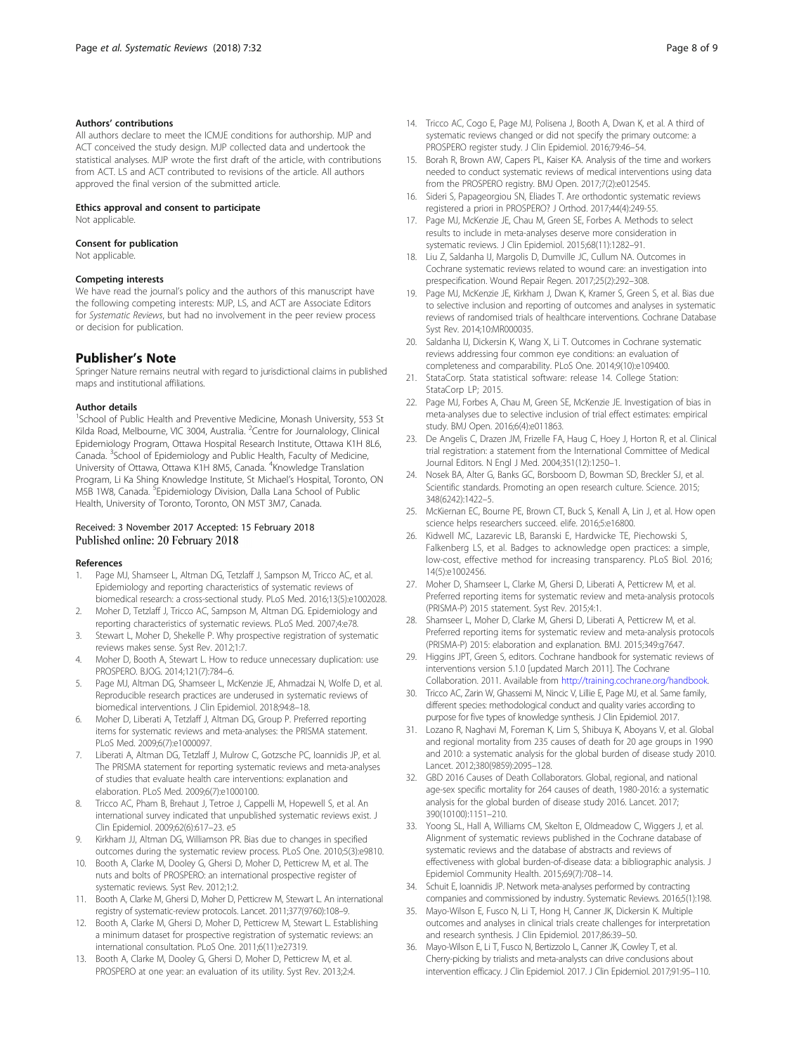#### Authors' contributions

All authors declare to meet the ICMJE conditions for authorship. MJP and ACT conceived the study design. MJP collected data and undertook the statistical analyses. MJP wrote the first draft of the article, with contributions from ACT. LS and ACT contributed to revisions of the article. All authors approved the final version of the submitted article.

#### Ethics approval and consent to participate

Not applicable.

#### Consent for publication

Not applicable.

#### Competing interests

We have read the journal's policy and the authors of this manuscript have the following competing interests: MJP, LS, and ACT are Associate Editors for *Systematic Reviews*, but had no involvement in the peer review process or decision for publication.

## Publisher's Note

Springer Nature remains neutral with regard to jurisdictional claims in published maps and institutional affiliations.

#### Author details

[1]School of Public Health and Preventive Medicine, Monash University, 553 St Kilda Road, Melbourne, VIC 3004, Australia. [2]Centre for Journalology, Clinical Epidemiology Program, Ottawa Hospital Research Institute, Ottawa K1H 8L6, Canada. [3]School of Epidemiology and Public Health, Faculty of Medicine, University of Ottawa, Ottawa K1H 8M5, Canada. [4]Knowledge Translation Program, Li Ka Shing Knowledge Institute, St Michael's Hospital, Toronto, ON M5B 1W8, Canada. [5]Epidemiology Division, Dalla Lana School of Public Health, University of Toronto, Toronto, ON M5T 3M7, Canada.

Received: 3 November 2017 Accepted: 15 February 2018
Published online: 20 February 2018

#### References

1. Page MJ, Shamseer L, Altman DG, Tetzlaff J, Sampson M, Tricco AC, et al. Epidemiology and reporting characteristics of systematic reviews of biomedical research: a cross-sectional study. PLoS Med. 2016;13(5):e1002028.
2. Moher D, Tetzlaff J, Tricco AC, Sampson M, Altman DG. Epidemiology and reporting characteristics of systematic reviews. PLoS Med. 2007;4:e78.
3. Stewart L, Moher D, Shekelle P. Why prospective registration of systematic reviews makes sense. Syst Rev. 2012;1:7.
4. Moher D, Booth A, Stewart L. How to reduce unnecessary duplication: use PROSPERO. BJOG. 2014;121(7):784–6.
5. Page MJ, Altman DG, Shamseer L, McKenzie JE, Ahmadzai N, Wolfe D, et al. Reproducible research practices are underused in systematic reviews of biomedical interventions. J Clin Epidemiol. 2018;94:8–18.
6. Moher D, Liberati A, Tetzlaff J, Altman DG, Group P. Preferred reporting items for systematic reviews and meta-analyses: the PRISMA statement. PLoS Med. 2009;6(7):e1000097.
7. Liberati A, Altman DG, Tetzlaff J, Mulrow C, Gotzsche PC, Ioannidis JP, et al. The PRISMA statement for reporting systematic reviews and meta-analyses of studies that evaluate health care interventions: explanation and elaboration. PLoS Med. 2009;6(7):e1000100.
8. Tricco AC, Pham B, Brehaut J, Tetroe J, Cappelli M, Hopewell S, et al. An international survey indicated that unpublished systematic reviews exist. J Clin Epidemiol. 2009;62(6):617–23. e5
9. Kirkham JJ, Altman DG, Williamson PR. Bias due to changes in specified outcomes during the systematic review process. PLoS One. 2010;5(3):e9810.
10. Booth A, Clarke M, Dooley G, Ghersi D, Moher D, Petticrew M, et al. The nuts and bolts of PROSPERO: an international prospective register of systematic reviews. Syst Rev. 2012;1:2.
11. Booth A, Clarke M, Ghersi D, Moher D, Petticrew M, Stewart L. An international registry of systematic-review protocols. Lancet. 2011;377(9760):108–9.
12. Booth A, Clarke M, Ghersi D, Moher D, Petticrew M, Stewart L. Establishing a minimum dataset for prospective registration of systematic reviews: an international consultation. PLoS One. 2011;6(11):e27319.
13. Booth A, Clarke M, Dooley G, Ghersi D, Moher D, Petticrew M, et al. PROSPERO at one year: an evaluation of its utility. Syst Rev. 2013;2:4.
14. Tricco AC, Cogo E, Page MJ, Polisena J, Booth A, Dwan K, et al. A third of systematic reviews changed or did not specify the primary outcome: a PROSPERO register study. J Clin Epidemiol. 2016;79:46–54.
15. Borah R, Brown AW, Capers PL, Kaiser KA. Analysis of the time and workers needed to conduct systematic reviews of medical interventions using data from the PROSPERO registry. BMJ Open. 2017;7(2):e012545.
16. Sideri S, Papageorgiou SN, Eliades T. Are orthodontic systematic reviews registered a priori in PROSPERO? J Orthod. 2017;44(4):249-55.
17. Page MJ, McKenzie JE, Chau M, Green SE, Forbes A. Methods to select results to include in meta-analyses deserve more consideration in systematic reviews. J Clin Epidemiol. 2015;68(11):1282–91.
18. Liu Z, Saldanha IJ, Margolis D, Dumville JC, Cullum NA. Outcomes in Cochrane systematic reviews related to wound care: an investigation into prespecification. Wound Repair Regen. 2017;25(2):292–308.
19. Page MJ, McKenzie JE, Kirkham J, Dwan K, Kramer S, Green S, et al. Bias due to selective inclusion and reporting of outcomes and analyses in systematic reviews of randomised trials of healthcare interventions. Cochrane Database Syst Rev. 2014;10:MR000035.
20. Saldanha IJ, Dickersin K, Wang X, Li T. Outcomes in Cochrane systematic reviews addressing four common eye conditions: an evaluation of completeness and comparability. PLoS One. 2014;9(10):e109400.
21. StataCorp. Stata statistical software: release 14. College Station: StataCorp LP; 2015.
22. Page MJ, Forbes A, Chau M, Green SE, McKenzie JE. Investigation of bias in meta-analyses due to selective inclusion of trial effect estimates: empirical study. BMJ Open. 2016;6(4):e011863.
23. De Angelis C, Drazen JM, Frizelle FA, Haug C, Hoey J, Horton R, et al. Clinical trial registration: a statement from the International Committee of Medical Journal Editors. N Engl J Med. 2004;351(12):1250–1.
24. Nosek BA, Alter G, Banks GC, Borsboom D, Bowman SD, Breckler SJ, et al. Scientific standards. Promoting an open research culture. Science. 2015; 348(6242):1422–5.
25. McKiernan EC, Bourne PE, Brown CT, Buck S, Kenall A, Lin J, et al. How open science helps researchers succeed. elife. 2016;5:e16800.
26. Kidwell MC, Lazarevic LB, Baranski E, Hardwicke TE, Piechowski S, Falkenberg LS, et al. Badges to acknowledge open practices: a simple, low-cost, effective method for increasing transparency. PLoS Biol. 2016; 14(5):e1002456.
27. Moher D, Shamseer L, Clarke M, Ghersi D, Liberati A, Petticrew M, et al. Preferred reporting items for systematic review and meta-analysis protocols (PRISMA-P) 2015 statement. Syst Rev. 2015;4:1.
28. Shamseer L, Moher D, Clarke M, Ghersi D, Liberati A, Petticrew M, et al. Preferred reporting items for systematic review and meta-analysis protocols (PRISMA-P) 2015: elaboration and explanation. BMJ. 2015;349:g7647.
29. Higgins JPT, Green S, editors. Cochrane handbook for systematic reviews of interventions version 5.1.0 [updated March 2011]. The Cochrane Collaboration. 2011. Available from http://training.cochrane.org/handbook.
30. Tricco AC, Zarin W, Ghassemi M, Nincic V, Lillie E, Page MJ, et al. Same family, different species: methodological conduct and quality varies according to purpose for five types of knowledge synthesis. J Clin Epidemiol. 2017.
31. Lozano R, Naghavi M, Foreman K, Lim S, Shibuya K, Aboyans V, et al. Global and regional mortality from 235 causes of death for 20 age groups in 1990 and 2010: a systematic analysis for the global burden of disease study 2010. Lancet. 2012;380(9859):2095–128.
32. GBD 2016 Causes of Death Collaborators. Global, regional, and national age-sex specific mortality for 264 causes of death, 1980-2016: a systematic analysis for the global burden of disease study 2016. Lancet. 2017; 390(10100):1151–210.
33. Yoong SL, Hall A, Williams CM, Skelton E, Oldmeadow C, Wiggers J, et al. Alignment of systematic reviews published in the Cochrane database of systematic reviews and the database of abstracts and reviews of effectiveness with global burden-of-disease data: a bibliographic analysis. J Epidemiol Community Health. 2015;69(7):708–14.
34. Schuit E, Ioannidis JP. Network meta-analyses performed by contracting companies and commissioned by industry. Systematic Reviews. 2016;5(1):198.
35. Mayo-Wilson E, Fusco N, Li T, Hong H, Canner JK, Dickersin K. Multiple outcomes and analyses in clinical trials create challenges for interpretation and research synthesis. J Clin Epidemiol. 2017;86:39–50.
36. Mayo-Wilson E, Li T, Fusco N, Bertizzolo L, Canner JK, Cowley T, et al. Cherry-picking by trialists and meta-analysts can drive conclusions about intervention efficacy. J Clin Epidemiol. 2017. J Clin Epidemiol. 2017;91:95–110.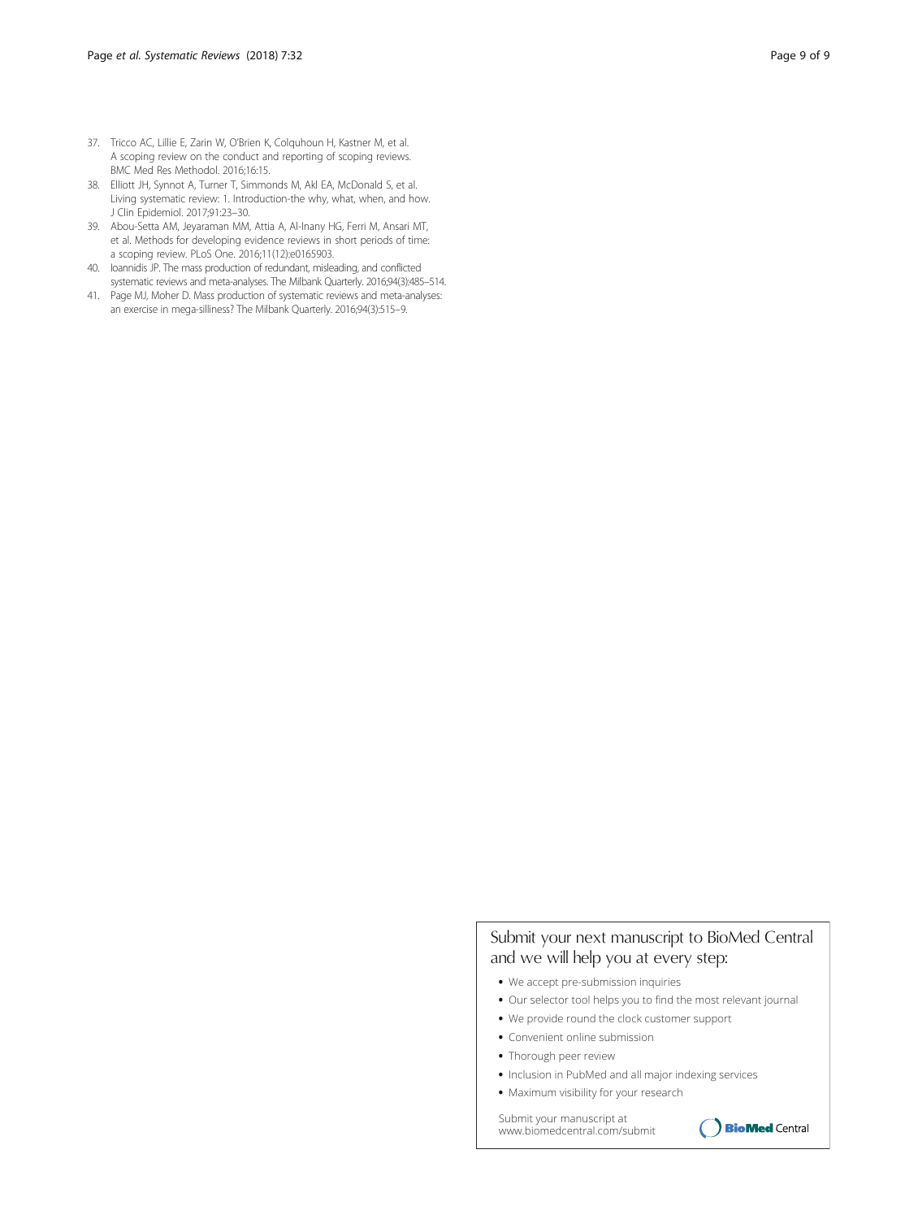37. Tricco AC, Lillie E, Zarin W, O'Brien K, Colquhoun H, Kastner M, et al. A scoping review on the conduct and reporting of scoping reviews. BMC Med Res Methodol. 2016;16:15.
38. Elliott JH, Synnot A, Turner T, Simmonds M, Akl EA, McDonald S, et al. Living systematic review: 1. Introduction-the why, what, when, and how. J Clin Epidemiol. 2017;91:23–30.
39. Abou-Setta AM, Jeyaraman MM, Attia A, Al-Inany HG, Ferri M, Ansari MT, et al. Methods for developing evidence reviews in short periods of time: a scoping review. PLoS One. 2016;11(12):e0165903.
40. Ioannidis JP. The mass production of redundant, misleading, and conflicted systematic reviews and meta-analyses. The Milbank Quarterly. 2016;94(3):485–514.
41. Page MJ, Moher D. Mass production of systematic reviews and meta-analyses: an exercise in mega-silliness? The Milbank Quarterly. 2016;94(3):515–9.

Submit your next manuscript to BioMed Central and we will help you at every step:

- We accept pre-submission inquiries
- Our selector tool helps you to find the most relevant journal
- We provide round the clock customer support
- Convenient online submission
- Thorough peer review
- Inclusion in PubMed and all major indexing services
- Maximum visibility for your research

Submit your manuscript at www.biomedcentral.com/submit

BioMed Central